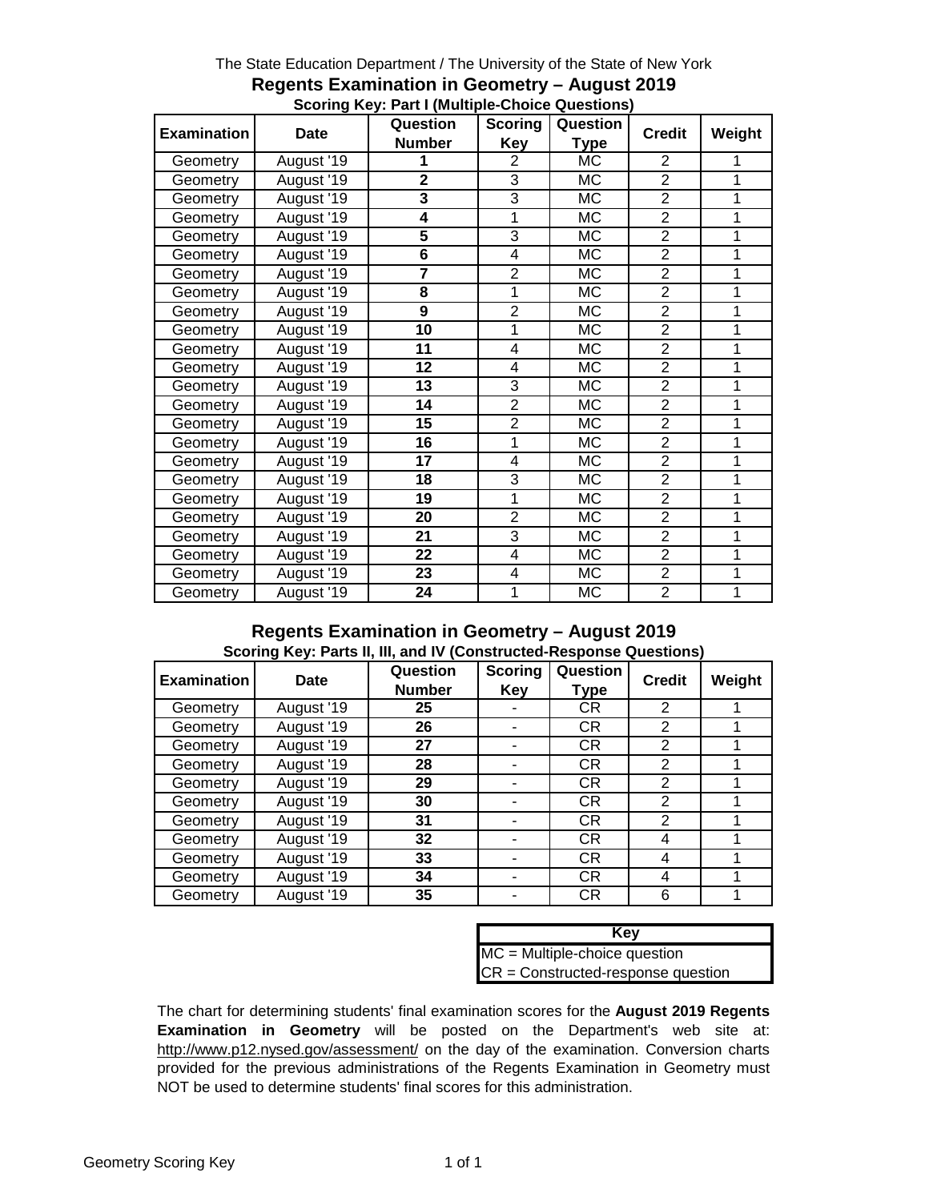The State Education Department / The University of the State of New York

## Regents Examination in Geometry – August 2019

### Scoring Key: Part I (Multiple-Choice Questions)

| Examination | Date | Question Number | Scoring Key | Question Type | Credit | Weight |
|---|---|---|---|---|---|---|
| Geometry | August '19 | **1** | 2 | MC | 2 | 1 |
| Geometry | August '19 | **2** | 3 | MC | 2 | 1 |
| Geometry | August '19 | **3** | 3 | MC | 2 | 1 |
| Geometry | August '19 | **4** | 1 | MC | 2 | 1 |
| Geometry | August '19 | **5** | 3 | MC | 2 | 1 |
| Geometry | August '19 | **6** | 4 | MC | 2 | 1 |
| Geometry | August '19 | **7** | 2 | MC | 2 | 1 |
| Geometry | August '19 | **8** | 1 | MC | 2 | 1 |
| Geometry | August '19 | **9** | 2 | MC | 2 | 1 |
| Geometry | August '19 | **10** | 1 | MC | 2 | 1 |
| Geometry | August '19 | **11** | 4 | MC | 2 | 1 |
| Geometry | August '19 | **12** | 4 | MC | 2 | 1 |
| Geometry | August '19 | **13** | 3 | MC | 2 | 1 |
| Geometry | August '19 | **14** | 2 | MC | 2 | 1 |
| Geometry | August '19 | **15** | 2 | MC | 2 | 1 |
| Geometry | August '19 | **16** | 1 | MC | 2 | 1 |
| Geometry | August '19 | **17** | 4 | MC | 2 | 1 |
| Geometry | August '19 | **18** | 3 | MC | 2 | 1 |
| Geometry | August '19 | **19** | 1 | MC | 2 | 1 |
| Geometry | August '19 | **20** | 2 | MC | 2 | 1 |
| Geometry | August '19 | **21** | 3 | MC | 2 | 1 |
| Geometry | August '19 | **22** | 4 | MC | 2 | 1 |
| Geometry | August '19 | **23** | 4 | MC | 2 | 1 |
| Geometry | August '19 | **24** | 1 | MC | 2 | 1 |

## Regents Examination in Geometry – August 2019

### Scoring Key: Parts II, III, and IV (Constructed-Response Questions)

| Examination | Date | Question Number | Scoring Key | Question Type | Credit | Weight |
|---|---|---|---|---|---|---|
| Geometry | August '19 | **25** | - | CR | 2 | 1 |
| Geometry | August '19 | **26** | - | CR | 2 | 1 |
| Geometry | August '19 | **27** | - | CR | 2 | 1 |
| Geometry | August '19 | **28** | - | CR | 2 | 1 |
| Geometry | August '19 | **29** | - | CR | 2 | 1 |
| Geometry | August '19 | **30** | - | CR | 2 | 1 |
| Geometry | August '19 | **31** | - | CR | 2 | 1 |
| Geometry | August '19 | **32** | - | CR | 4 | 1 |
| Geometry | August '19 | **33** | - | CR | 4 | 1 |
| Geometry | August '19 | **34** | - | CR | 4 | 1 |
| Geometry | August '19 | **35** | - | CR | 6 | 1 |

| Key |
|---|
| MC = Multiple-choice question |
| CR = Constructed-response question |

The chart for determining students' final examination scores for the **August 2019 Regents Examination in Geometry** will be posted on the Department's web site at: http://www.p12.nysed.gov/assessment/ on the day of the examination. Conversion charts provided for the previous administrations of the Regents Examination in Geometry must NOT be used to determine students' final scores for this administration.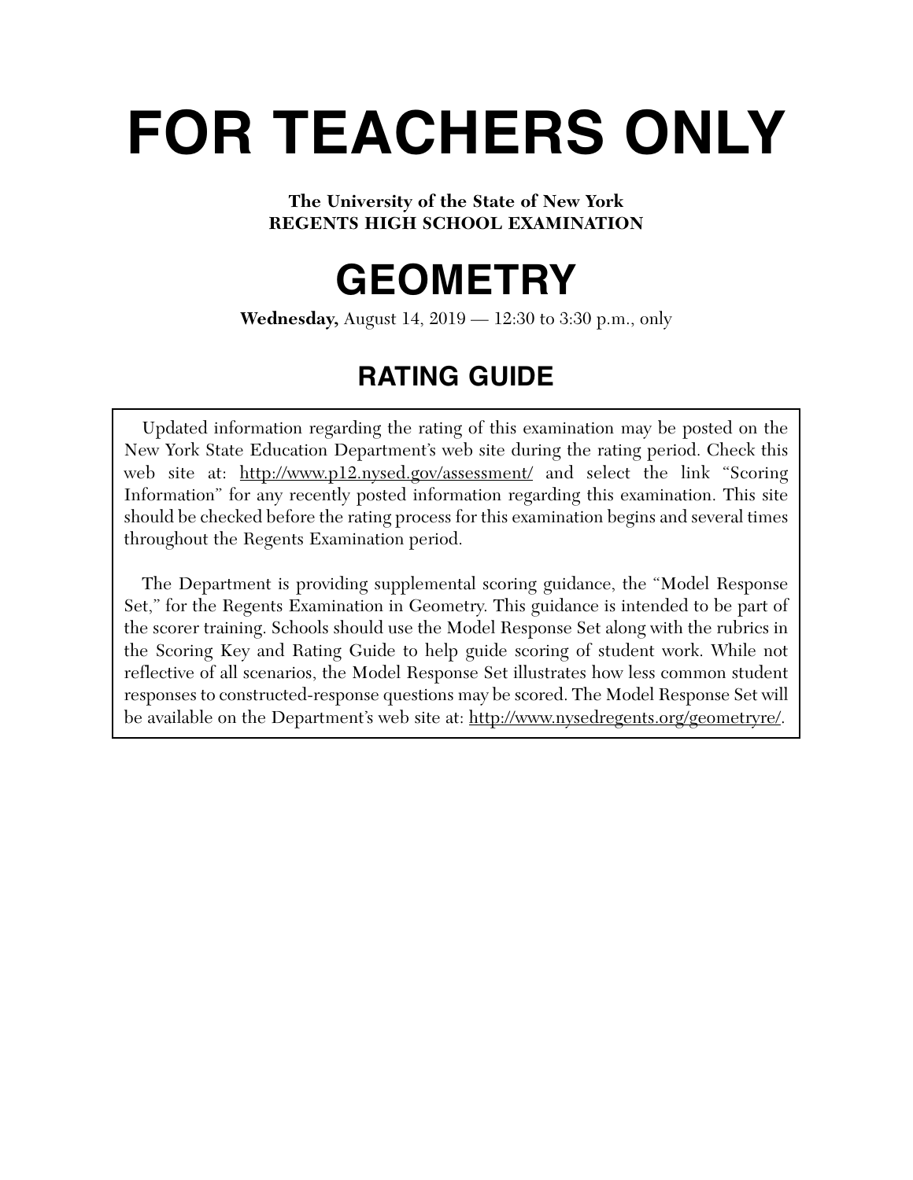# FOR TEACHERS ONLY

**The University of the State of New York**
**REGENTS HIGH SCHOOL EXAMINATION**

# GEOMETRY

**Wednesday,** August 14, 2019 — 12:30 to 3:30 p.m., only

## RATING GUIDE

Updated information regarding the rating of this examination may be posted on the New York State Education Department's web site during the rating period. Check this web site at: http://www.p12.nysed.gov/assessment/ and select the link "Scoring Information" for any recently posted information regarding this examination. This site should be checked before the rating process for this examination begins and several times throughout the Regents Examination period.

The Department is providing supplemental scoring guidance, the "Model Response Set," for the Regents Examination in Geometry. This guidance is intended to be part of the scorer training. Schools should use the Model Response Set along with the rubrics in the Scoring Key and Rating Guide to help guide scoring of student work. While not reflective of all scenarios, the Model Response Set illustrates how less common student responses to constructed-response questions may be scored. The Model Response Set will be available on the Department's web site at: http://www.nysedregents.org/geometryre/.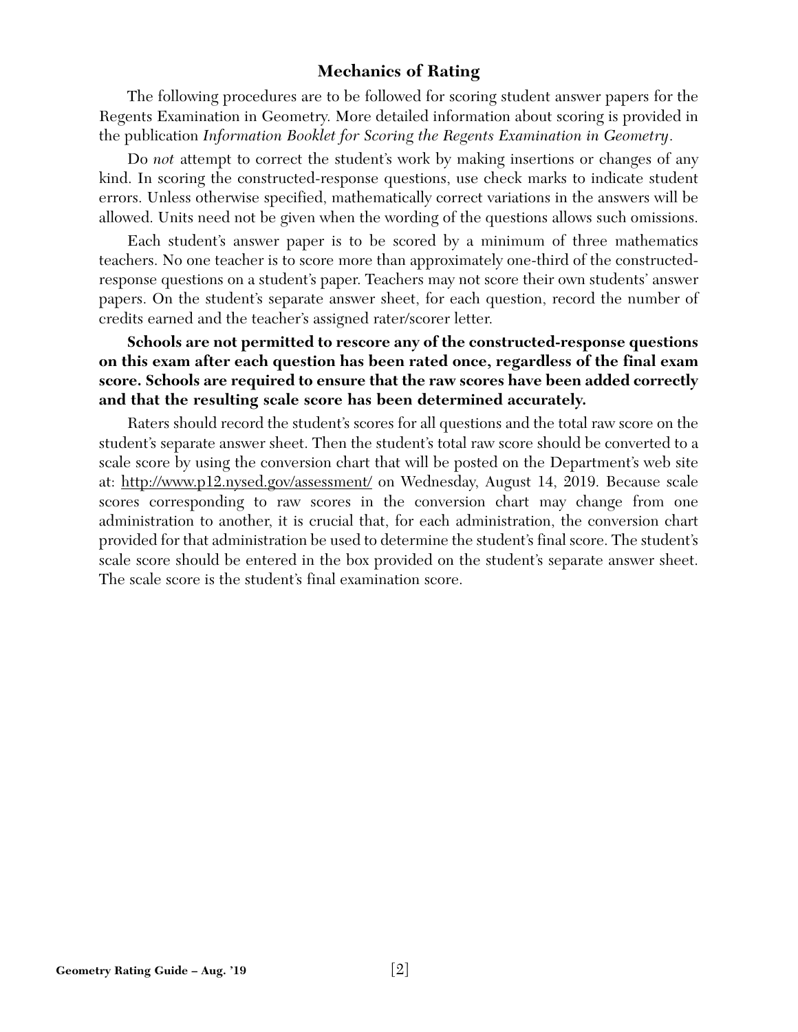## Mechanics of Rating

The following procedures are to be followed for scoring student answer papers for the Regents Examination in Geometry. More detailed information about scoring is provided in the publication *Information Booklet for Scoring the Regents Examination in Geometry*.

Do *not* attempt to correct the student's work by making insertions or changes of any kind. In scoring the constructed-response questions, use check marks to indicate student errors. Unless otherwise specified, mathematically correct variations in the answers will be allowed. Units need not be given when the wording of the questions allows such omissions.

Each student's answer paper is to be scored by a minimum of three mathematics teachers. No one teacher is to score more than approximately one-third of the constructed-response questions on a student's paper. Teachers may not score their own students' answer papers. On the student's separate answer sheet, for each question, record the number of credits earned and the teacher's assigned rater/scorer letter.

**Schools are not permitted to rescore any of the constructed-response questions on this exam after each question has been rated once, regardless of the final exam score. Schools are required to ensure that the raw scores have been added correctly and that the resulting scale score has been determined accurately.**

Raters should record the student's scores for all questions and the total raw score on the student's separate answer sheet. Then the student's total raw score should be converted to a scale score by using the conversion chart that will be posted on the Department's web site at: http://www.p12.nysed.gov/assessment/ on Wednesday, August 14, 2019. Because scale scores corresponding to raw scores in the conversion chart may change from one administration to another, it is crucial that, for each administration, the conversion chart provided for that administration be used to determine the student's final score. The student's scale score should be entered in the box provided on the student's separate answer sheet. The scale score is the student's final examination score.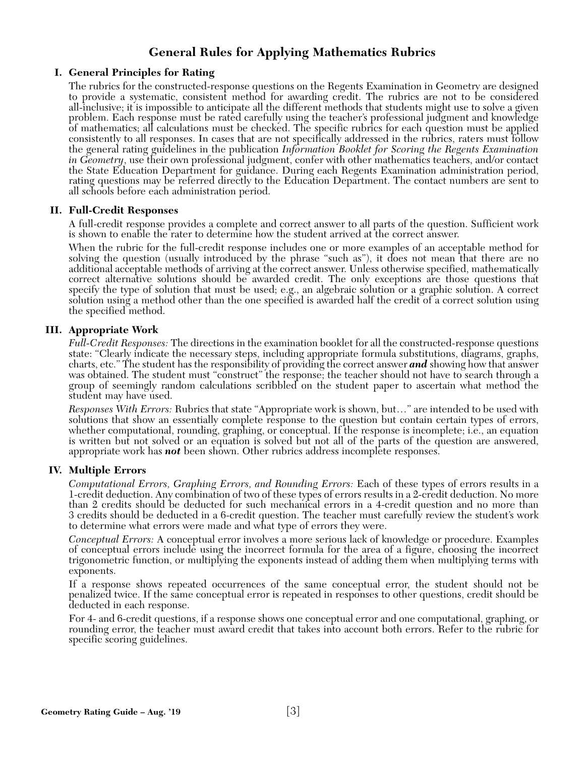# General Rules for Applying Mathematics Rubrics

## I. General Principles for Rating

The rubrics for the constructed-response questions on the Regents Examination in Geometry are designed to provide a systematic, consistent method for awarding credit. The rubrics are not to be considered all-inclusive; it is impossible to anticipate all the different methods that students might use to solve a given problem. Each response must be rated carefully using the teacher's professional judgment and knowledge of mathematics; all calculations must be checked. The specific rubrics for each question must be applied consistently to all responses. In cases that are not specifically addressed in the rubrics, raters must follow the general rating guidelines in the publication *Information Booklet for Scoring the Regents Examination in Geometry*, use their own professional judgment, confer with other mathematics teachers, and/or contact the State Education Department for guidance. During each Regents Examination administration period, rating questions may be referred directly to the Education Department. The contact numbers are sent to all schools before each administration period.

## II. Full-Credit Responses

A full-credit response provides a complete and correct answer to all parts of the question. Sufficient work is shown to enable the rater to determine how the student arrived at the correct answer.

When the rubric for the full-credit response includes one or more examples of an acceptable method for solving the question (usually introduced by the phrase "such as"), it does not mean that there are no additional acceptable methods of arriving at the correct answer. Unless otherwise specified, mathematically correct alternative solutions should be awarded credit. The only exceptions are those questions that specify the type of solution that must be used; e.g., an algebraic solution or a graphic solution. A correct solution using a method other than the one specified is awarded half the credit of a correct solution using the specified method.

## III. Appropriate Work

*Full-Credit Responses:* The directions in the examination booklet for all the constructed-response questions state: "Clearly indicate the necessary steps, including appropriate formula substitutions, diagrams, graphs, charts, etc." The student has the responsibility of providing the correct answer ***and*** showing how that answer was obtained. The student must "construct" the response; the teacher should not have to search through a group of seemingly random calculations scribbled on the student paper to ascertain what method the student may have used.

*Responses With Errors:* Rubrics that state "Appropriate work is shown, but…" are intended to be used with solutions that show an essentially complete response to the question but contain certain types of errors, whether computational, rounding, graphing, or conceptual. If the response is incomplete; i.e., an equation is written but not solved or an equation is solved but not all of the parts of the question are answered, appropriate work has ***not*** been shown. Other rubrics address incomplete responses.

## IV. Multiple Errors

*Computational Errors, Graphing Errors, and Rounding Errors:* Each of these types of errors results in a 1-credit deduction. Any combination of two of these types of errors results in a 2-credit deduction. No more than 2 credits should be deducted for such mechanical errors in a 4-credit question and no more than 3 credits should be deducted in a 6-credit question. The teacher must carefully review the student's work to determine what errors were made and what type of errors they were.

*Conceptual Errors:* A conceptual error involves a more serious lack of knowledge or procedure. Examples of conceptual errors include using the incorrect formula for the area of a figure, choosing the incorrect trigonometric function, or multiplying the exponents instead of adding them when multiplying terms with exponents.

If a response shows repeated occurrences of the same conceptual error, the student should not be penalized twice. If the same conceptual error is repeated in responses to other questions, credit should be deducted in each response.

For 4- and 6-credit questions, if a response shows one conceptual error and one computational, graphing, or rounding error, the teacher must award credit that takes into account both errors. Refer to the rubric for specific scoring guidelines.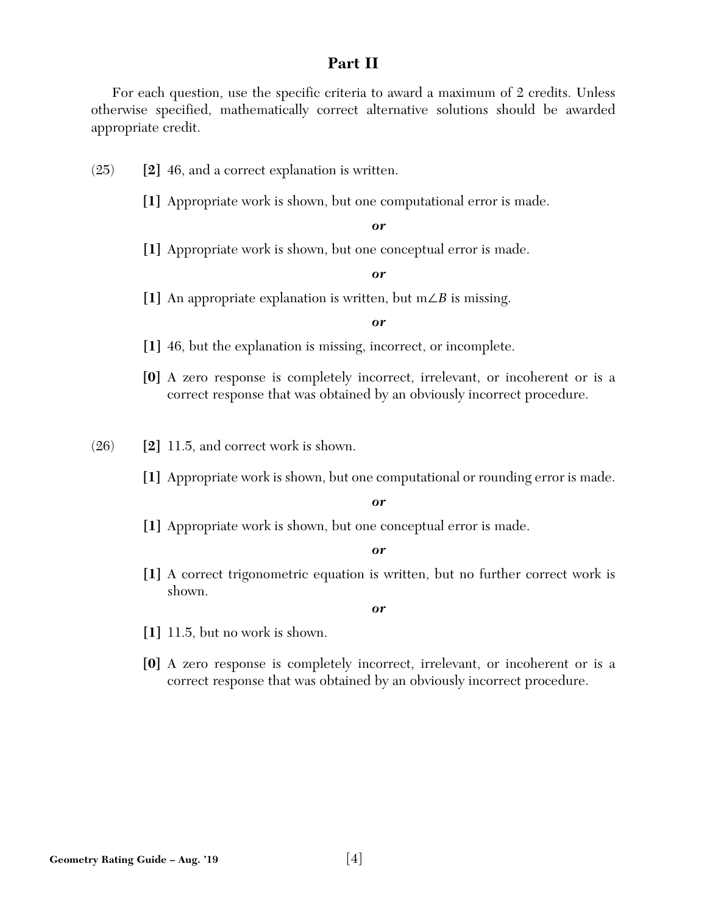## Part II

For each question, use the specific criteria to award a maximum of 2 credits. Unless otherwise specified, mathematically correct alternative solutions should be awarded appropriate credit.

(25) **[2]** 46, and a correct explanation is written.

**[1]** Appropriate work is shown, but one computational error is made.

***or***

**[1]** Appropriate work is shown, but one conceptual error is made.

***or***

**[1]** An appropriate explanation is written, but m$\angle B$ is missing.

***or***

**[1]** 46, but the explanation is missing, incorrect, or incomplete.

**[0]** A zero response is completely incorrect, irrelevant, or incoherent or is a correct response that was obtained by an obviously incorrect procedure.

(26) **[2]** 11.5, and correct work is shown.

**[1]** Appropriate work is shown, but one computational or rounding error is made.

***or***

**[1]** Appropriate work is shown, but one conceptual error is made.

***or***

**[1]** A correct trigonometric equation is written, but no further correct work is shown.

***or***

**[1]** 11.5, but no work is shown.

**[0]** A zero response is completely incorrect, irrelevant, or incoherent or is a correct response that was obtained by an obviously incorrect procedure.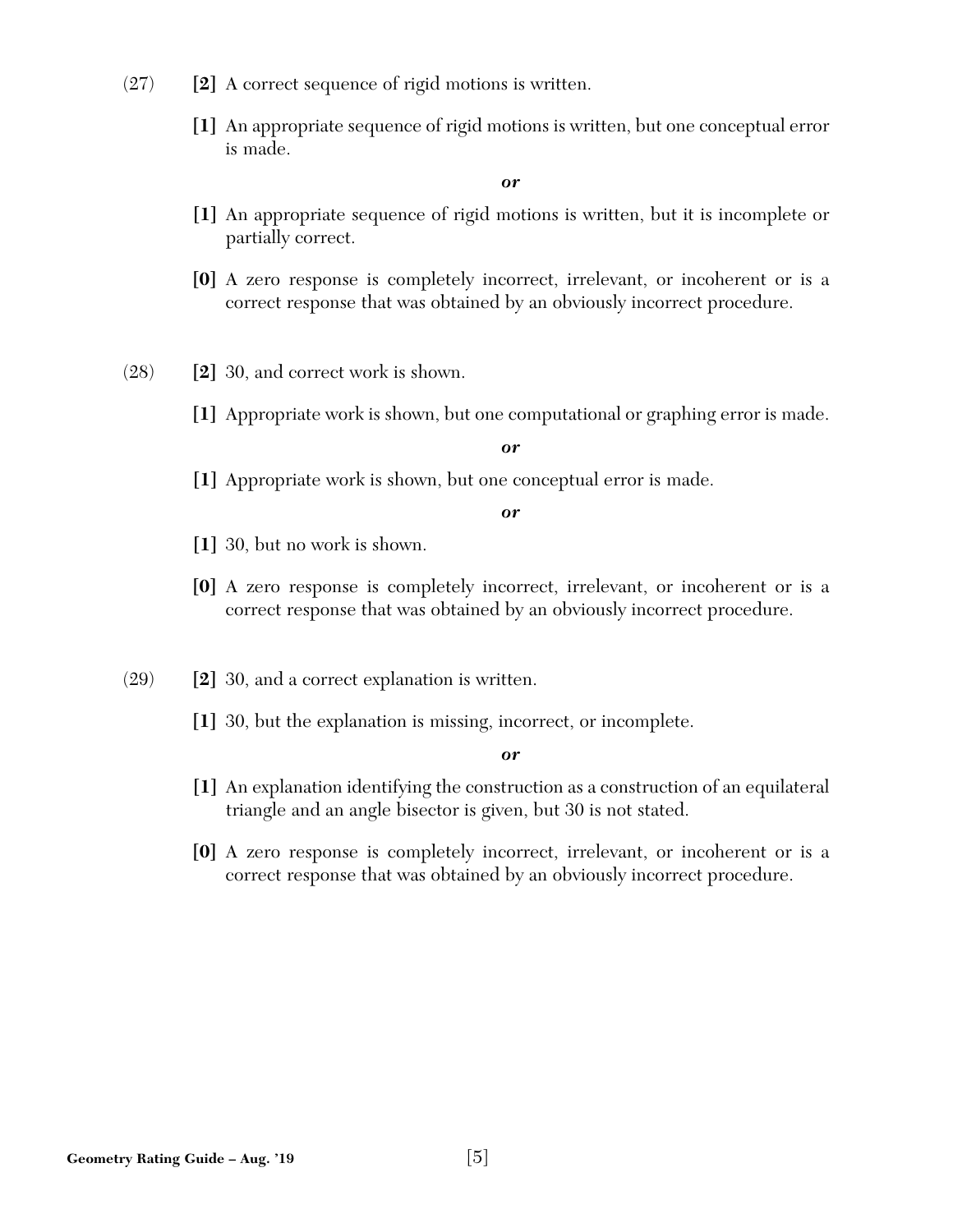(27) **[2]** A correct sequence of rigid motions is written.

**[1]** An appropriate sequence of rigid motions is written, but one conceptual error is made.

***or***

**[1]** An appropriate sequence of rigid motions is written, but it is incomplete or partially correct.

**[0]** A zero response is completely incorrect, irrelevant, or incoherent or is a correct response that was obtained by an obviously incorrect procedure.

(28) **[2]** 30, and correct work is shown.

**[1]** Appropriate work is shown, but one computational or graphing error is made.

***or***

**[1]** Appropriate work is shown, but one conceptual error is made.

***or***

**[1]** 30, but no work is shown.

**[0]** A zero response is completely incorrect, irrelevant, or incoherent or is a correct response that was obtained by an obviously incorrect procedure.

(29) **[2]** 30, and a correct explanation is written.

**[1]** 30, but the explanation is missing, incorrect, or incomplete.

***or***

**[1]** An explanation identifying the construction as a construction of an equilateral triangle and an angle bisector is given, but 30 is not stated.

**[0]** A zero response is completely incorrect, irrelevant, or incoherent or is a correct response that was obtained by an obviously incorrect procedure.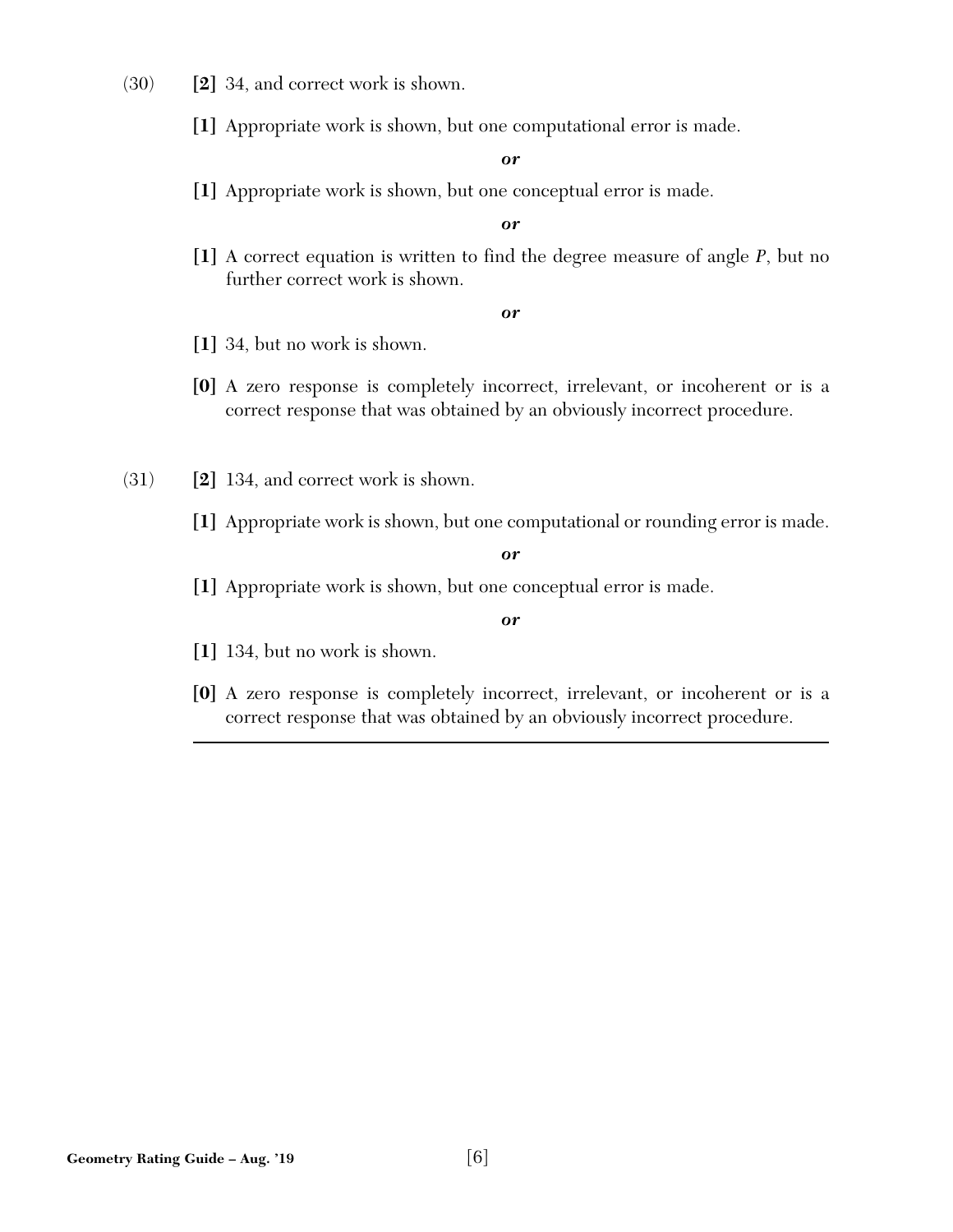(30) **[2]** 34, and correct work is shown.

**[1]** Appropriate work is shown, but one computational error is made.

***or***

**[1]** Appropriate work is shown, but one conceptual error is made.

***or***

**[1]** A correct equation is written to find the degree measure of angle *P*, but no further correct work is shown.

***or***

**[1]** 34, but no work is shown.

**[0]** A zero response is completely incorrect, irrelevant, or incoherent or is a correct response that was obtained by an obviously incorrect procedure.

(31) **[2]** 134, and correct work is shown.

**[1]** Appropriate work is shown, but one computational or rounding error is made.

***or***

**[1]** Appropriate work is shown, but one conceptual error is made.

***or***

**[1]** 134, but no work is shown.

**[0]** A zero response is completely incorrect, irrelevant, or incoherent or is a correct response that was obtained by an obviously incorrect procedure.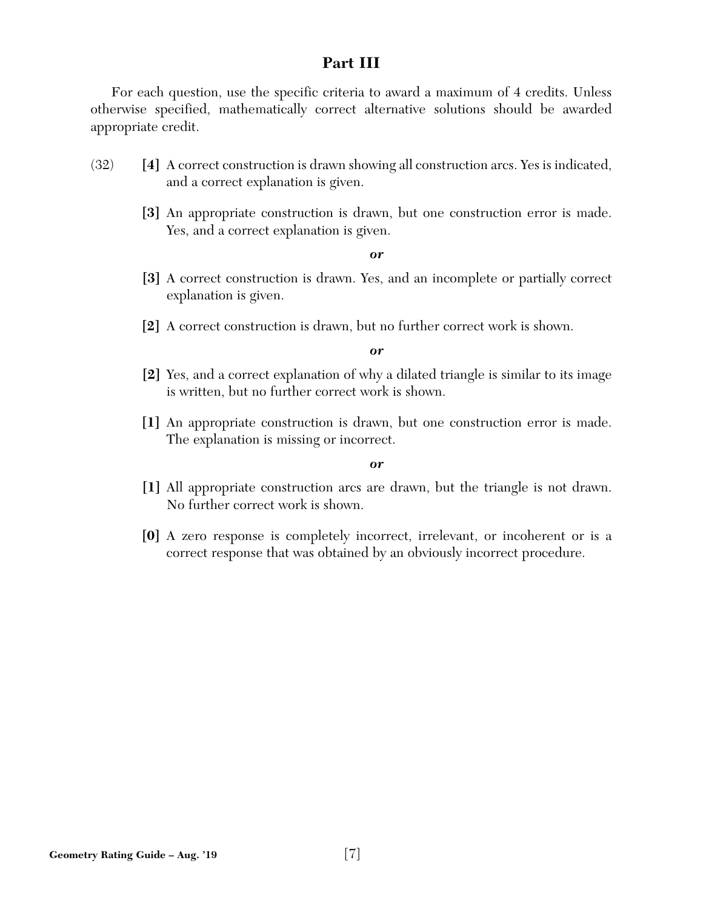## Part III

For each question, use the specific criteria to award a maximum of 4 credits. Unless otherwise specified, mathematically correct alternative solutions should be awarded appropriate credit.

(32) **[4]** A correct construction is drawn showing all construction arcs. Yes is indicated, and a correct explanation is given.

**[3]** An appropriate construction is drawn, but one construction error is made. Yes, and a correct explanation is given.

***or***

**[3]** A correct construction is drawn. Yes, and an incomplete or partially correct explanation is given.

**[2]** A correct construction is drawn, but no further correct work is shown.

***or***

**[2]** Yes, and a correct explanation of why a dilated triangle is similar to its image is written, but no further correct work is shown.

**[1]** An appropriate construction is drawn, but one construction error is made. The explanation is missing or incorrect.

***or***

**[1]** All appropriate construction arcs are drawn, but the triangle is not drawn. No further correct work is shown.

**[0]** A zero response is completely incorrect, irrelevant, or incoherent or is a correct response that was obtained by an obviously incorrect procedure.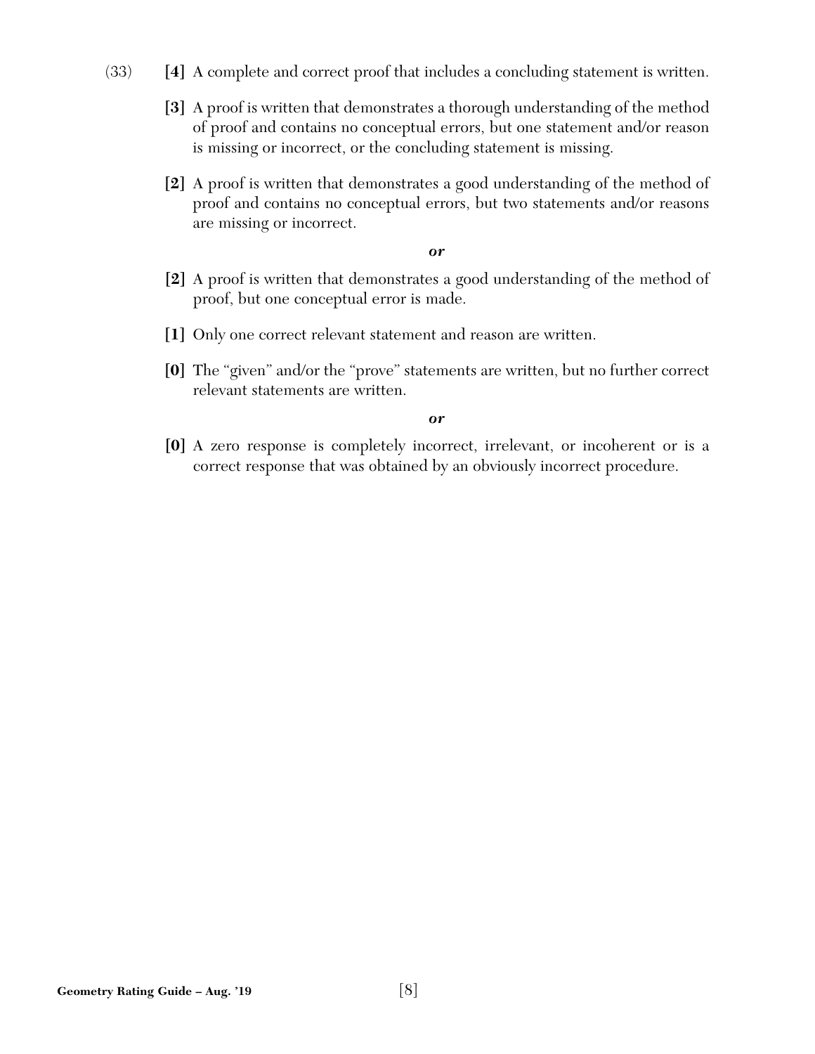(33) **[4]** A complete and correct proof that includes a concluding statement is written.

**[3]** A proof is written that demonstrates a thorough understanding of the method of proof and contains no conceptual errors, but one statement and/or reason is missing or incorrect, or the concluding statement is missing.

**[2]** A proof is written that demonstrates a good understanding of the method of proof and contains no conceptual errors, but two statements and/or reasons are missing or incorrect.

***or***

**[2]** A proof is written that demonstrates a good understanding of the method of proof, but one conceptual error is made.

**[1]** Only one correct relevant statement and reason are written.

**[0]** The "given" and/or the "prove" statements are written, but no further correct relevant statements are written.

***or***

**[0]** A zero response is completely incorrect, irrelevant, or incoherent or is a correct response that was obtained by an obviously incorrect procedure.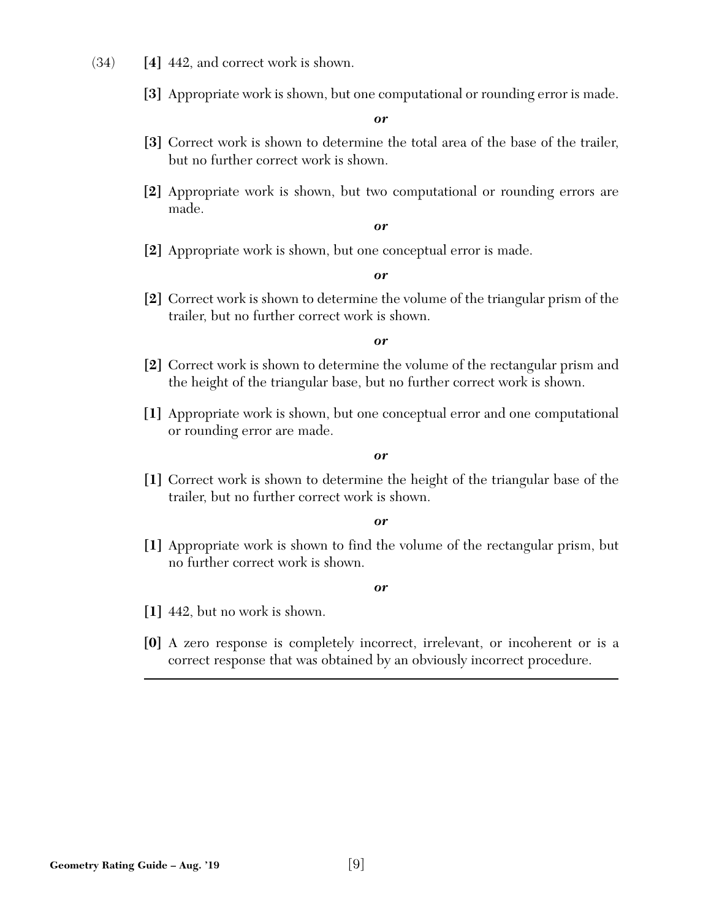(34) **[4]** 442, and correct work is shown.

**[3]** Appropriate work is shown, but one computational or rounding error is made.

***or***

**[3]** Correct work is shown to determine the total area of the base of the trailer, but no further correct work is shown.

**[2]** Appropriate work is shown, but two computational or rounding errors are made.

***or***

**[2]** Appropriate work is shown, but one conceptual error is made.

***or***

**[2]** Correct work is shown to determine the volume of the triangular prism of the trailer, but no further correct work is shown.

***or***

**[2]** Correct work is shown to determine the volume of the rectangular prism and the height of the triangular base, but no further correct work is shown.

**[1]** Appropriate work is shown, but one conceptual error and one computational or rounding error are made.

***or***

**[1]** Correct work is shown to determine the height of the triangular base of the trailer, but no further correct work is shown.

***or***

**[1]** Appropriate work is shown to find the volume of the rectangular prism, but no further correct work is shown.

***or***

**[1]** 442, but no work is shown.

**[0]** A zero response is completely incorrect, irrelevant, or incoherent or is a correct response that was obtained by an obviously incorrect procedure.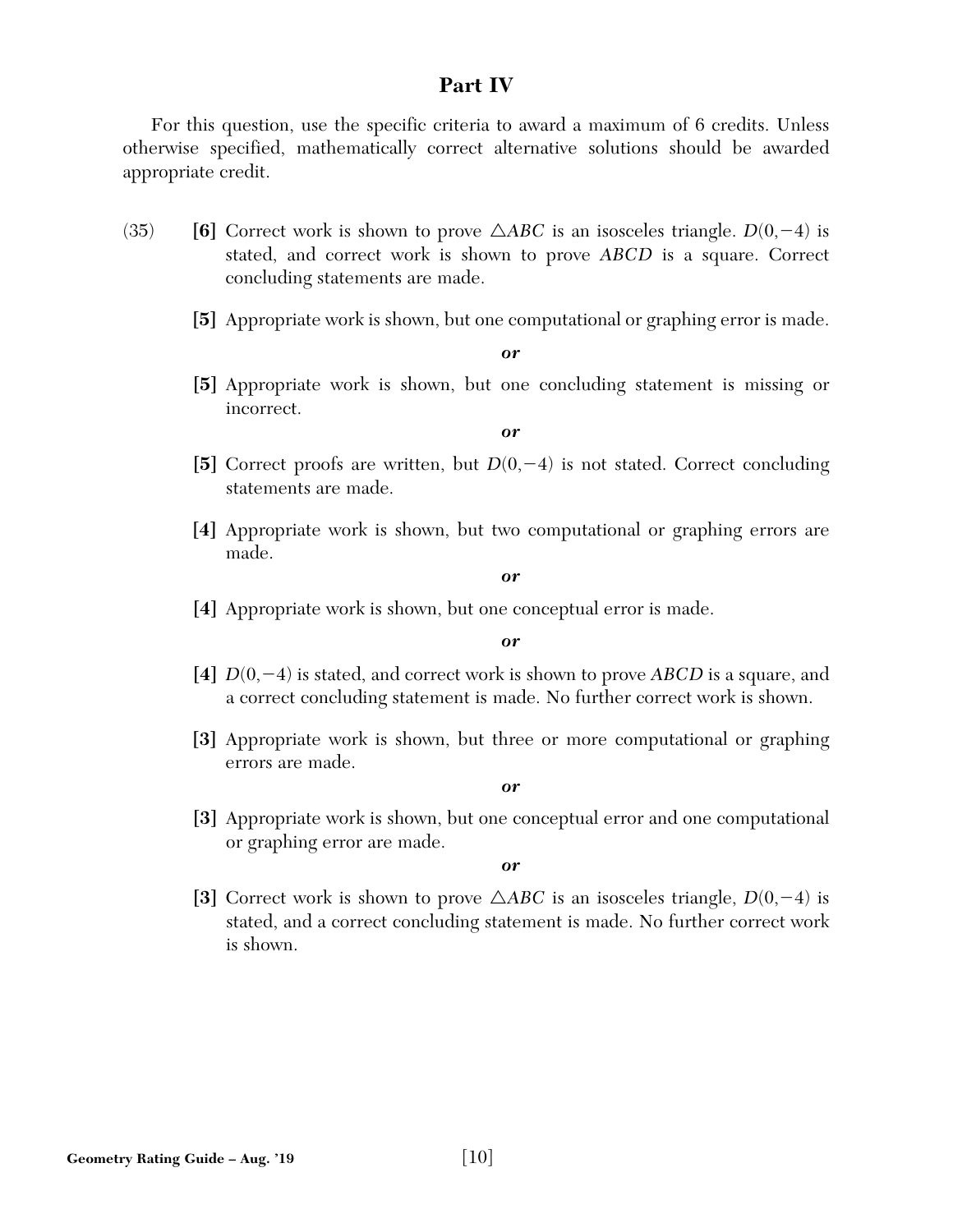## Part IV

For this question, use the specific criteria to award a maximum of 6 credits. Unless otherwise specified, mathematically correct alternative solutions should be awarded appropriate credit.

(35) **[6]** Correct work is shown to prove $\triangle ABC$ is an isosceles triangle. $D(0,-4)$ is stated, and correct work is shown to prove $ABCD$ is a square. Correct concluding statements are made.

**[5]** Appropriate work is shown, but one computational or graphing error is made.

***or***

**[5]** Appropriate work is shown, but one concluding statement is missing or incorrect.

***or***

**[5]** Correct proofs are written, but $D(0,-4)$ is not stated. Correct concluding statements are made.

**[4]** Appropriate work is shown, but two computational or graphing errors are made.

***or***

**[4]** Appropriate work is shown, but one conceptual error is made.

***or***

**[4]** $D(0,-4)$ is stated, and correct work is shown to prove $ABCD$ is a square, and a correct concluding statement is made. No further correct work is shown.

**[3]** Appropriate work is shown, but three or more computational or graphing errors are made.

***or***

**[3]** Appropriate work is shown, but one conceptual error and one computational or graphing error are made.

***or***

**[3]** Correct work is shown to prove $\triangle ABC$ is an isosceles triangle, $D(0,-4)$ is stated, and a correct concluding statement is made. No further correct work is shown.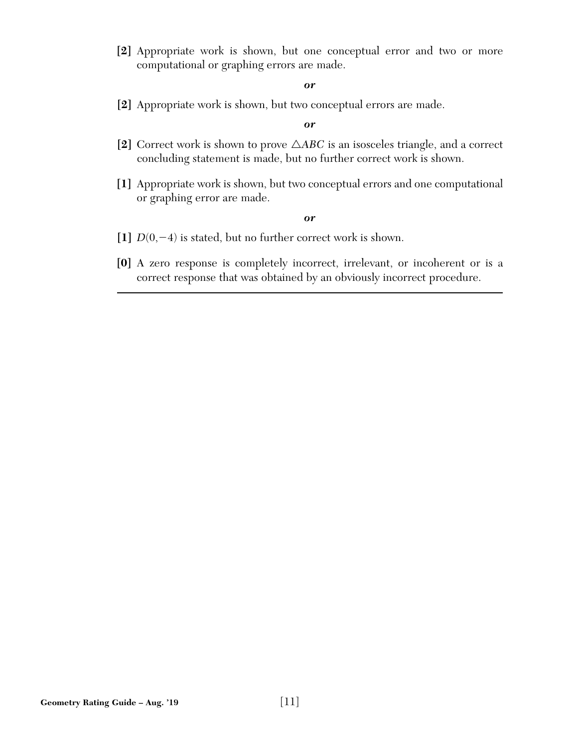**[2]** Appropriate work is shown, but one conceptual error and two or more computational or graphing errors are made.

***or***

**[2]** Appropriate work is shown, but two conceptual errors are made.

***or***

**[2]** Correct work is shown to prove $\triangle ABC$ is an isosceles triangle, and a correct concluding statement is made, but no further correct work is shown.

**[1]** Appropriate work is shown, but two conceptual errors and one computational or graphing error are made.

***or***

**[1]** $D(0,-4)$ is stated, but no further correct work is shown.

**[0]** A zero response is completely incorrect, irrelevant, or incoherent or is a correct response that was obtained by an obviously incorrect procedure.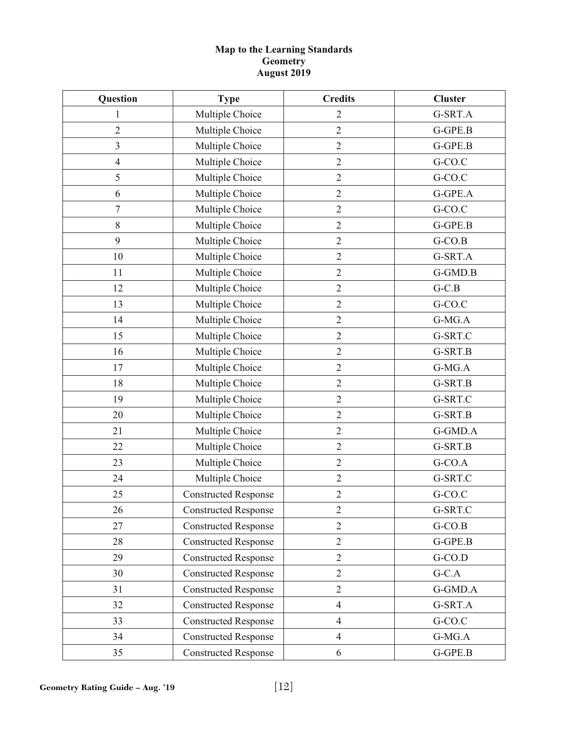**Map to the Learning Standards**
**Geometry**
**August 2019**

| Question | Type | Credits | Cluster |
|---|---|---|---|
| 1 | Multiple Choice | 2 | G-SRT.A |
| 2 | Multiple Choice | 2 | G-GPE.B |
| 3 | Multiple Choice | 2 | G-GPE.B |
| 4 | Multiple Choice | 2 | G-CO.C |
| 5 | Multiple Choice | 2 | G-CO.C |
| 6 | Multiple Choice | 2 | G-GPE.A |
| 7 | Multiple Choice | 2 | G-CO.C |
| 8 | Multiple Choice | 2 | G-GPE.B |
| 9 | Multiple Choice | 2 | G-CO.B |
| 10 | Multiple Choice | 2 | G-SRT.A |
| 11 | Multiple Choice | 2 | G-GMD.B |
| 12 | Multiple Choice | 2 | G-C.B |
| 13 | Multiple Choice | 2 | G-CO.C |
| 14 | Multiple Choice | 2 | G-MG.A |
| 15 | Multiple Choice | 2 | G-SRT.C |
| 16 | Multiple Choice | 2 | G-SRT.B |
| 17 | Multiple Choice | 2 | G-MG.A |
| 18 | Multiple Choice | 2 | G-SRT.B |
| 19 | Multiple Choice | 2 | G-SRT.C |
| 20 | Multiple Choice | 2 | G-SRT.B |
| 21 | Multiple Choice | 2 | G-GMD.A |
| 22 | Multiple Choice | 2 | G-SRT.B |
| 23 | Multiple Choice | 2 | G-CO.A |
| 24 | Multiple Choice | 2 | G-SRT.C |
| 25 | Constructed Response | 2 | G-CO.C |
| 26 | Constructed Response | 2 | G-SRT.C |
| 27 | Constructed Response | 2 | G-CO.B |
| 28 | Constructed Response | 2 | G-GPE.B |
| 29 | Constructed Response | 2 | G-CO.D |
| 30 | Constructed Response | 2 | G-C.A |
| 31 | Constructed Response | 2 | G-GMD.A |
| 32 | Constructed Response | 4 | G-SRT.A |
| 33 | Constructed Response | 4 | G-CO.C |
| 34 | Constructed Response | 4 | G-MG.A |
| 35 | Constructed Response | 6 | G-GPE.B |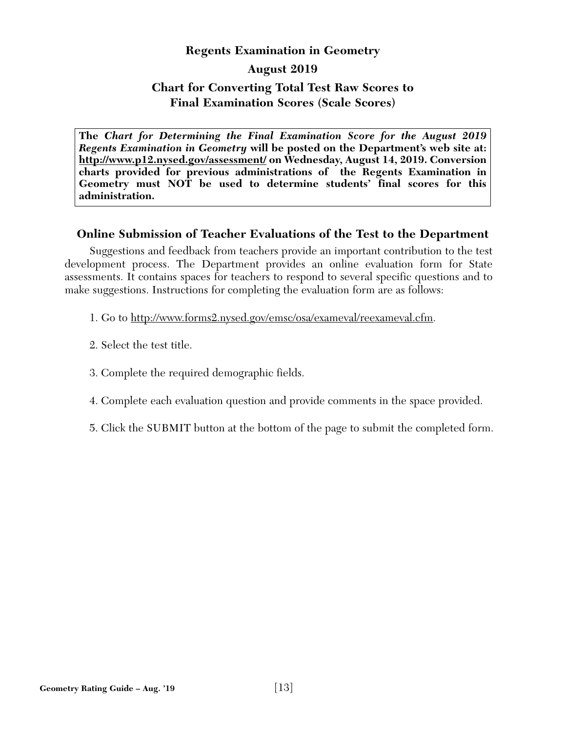# Regents Examination in Geometry

## August 2019

## Chart for Converting Total Test Raw Scores to Final Examination Scores (Scale Scores)

**The *Chart for Determining the Final Examination Score for the August 2019 Regents Examination in Geometry* will be posted on the Department's web site at: http://www.p12.nysed.gov/assessment/ on Wednesday, August 14, 2019. Conversion charts provided for previous administrations of the Regents Examination in Geometry must NOT be used to determine students' final scores for this administration.**

### Online Submission of Teacher Evaluations of the Test to the Department

Suggestions and feedback from teachers provide an important contribution to the test development process. The Department provides an online evaluation form for State assessments. It contains spaces for teachers to respond to several specific questions and to make suggestions. Instructions for completing the evaluation form are as follows:

1. Go to http://www.forms2.nysed.gov/emsc/osa/exameval/reexameval.cfm.

2. Select the test title.

3. Complete the required demographic fields.

4. Complete each evaluation question and provide comments in the space provided.

5. Click the SUBMIT button at the bottom of the page to submit the completed form.